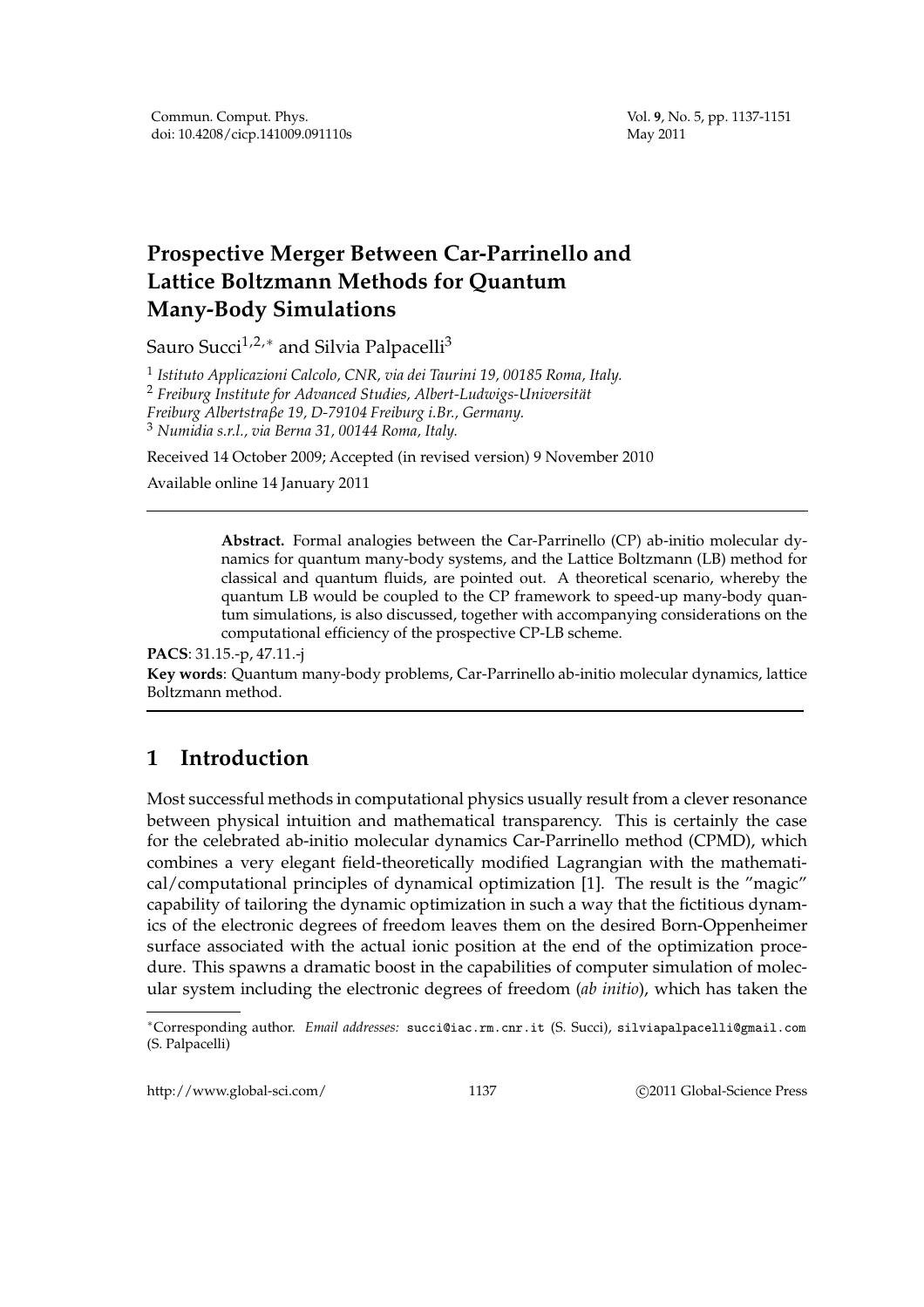# Prospective Merger Between Car-Parrinello and Lattice Boltzmann Methods for Quantum Many-Body Simulations

Sauro Succi[1,2,*] and Silvia Palpacelli[3]

[1] *Istituto Applicazioni Calcolo, CNR, via dei Taurini 19, 00185 Roma, Italy.*
[2] *Freiburg Institute for Advanced Studies, Albert-Ludwigs-Universität Freiburg Albertstraβe 19, D-79104 Freiburg i.Br., Germany.*
[3] *Numidia s.r.l., via Berna 31, 00144 Roma, Italy.*

Received 14 October 2009; Accepted (in revised version) 9 November 2010

Available online 14 January 2011

---

**Abstract.** Formal analogies between the Car-Parrinello (CP) ab-initio molecular dynamics for quantum many-body systems, and the Lattice Boltzmann (LB) method for classical and quantum fluids, are pointed out. A theoretical scenario, whereby the quantum LB would be coupled to the CP framework to speed-up many-body quantum simulations, is also discussed, together with accompanying considerations on the computational efficiency of the prospective CP-LB scheme.

**PACS**: 31.15.-p, 47.11.-j

**Key words**: Quantum many-body problems, Car-Parrinello ab-initio molecular dynamics, lattice Boltzmann method.

---

## 1 Introduction

Most successful methods in computational physics usually result from a clever resonance between physical intuition and mathematical transparency. This is certainly the case for the celebrated ab-initio molecular dynamics Car-Parrinello method (CPMD), which combines a very elegant field-theoretically modified Lagrangian with the mathematical/computational principles of dynamical optimization [1]. The result is the "magic" capability of tailoring the dynamic optimization in such a way that the fictitious dynamics of the electronic degrees of freedom leaves them on the desired Born-Oppenheimer surface associated with the actual ionic position at the end of the optimization procedure. This spawns a dramatic boost in the capabilities of computer simulation of molecular system including the electronic degrees of freedom (*ab initio*), which has taken the

*Corresponding author. *Email addresses:* succi@iac.rm.cnr.it (S. Succi), silviapalpacelli@gmail.com (S. Palpacelli)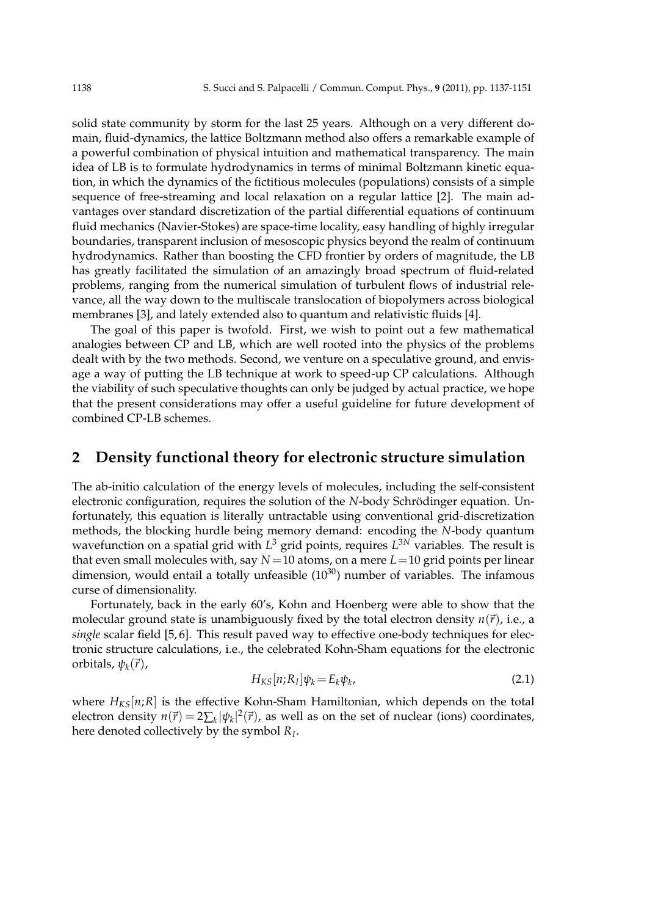solid state community by storm for the last 25 years. Although on a very different domain, fluid-dynamics, the lattice Boltzmann method also offers a remarkable example of a powerful combination of physical intuition and mathematical transparency. The main idea of LB is to formulate hydrodynamics in terms of minimal Boltzmann kinetic equation, in which the dynamics of the fictitious molecules (populations) consists of a simple sequence of free-streaming and local relaxation on a regular lattice [2]. The main advantages over standard discretization of the partial differential equations of continuum fluid mechanics (Navier-Stokes) are space-time locality, easy handling of highly irregular boundaries, transparent inclusion of mesoscopic physics beyond the realm of continuum hydrodynamics. Rather than boosting the CFD frontier by orders of magnitude, the LB has greatly facilitated the simulation of an amazingly broad spectrum of fluid-related problems, ranging from the numerical simulation of turbulent flows of industrial relevance, all the way down to the multiscale translocation of biopolymers across biological membranes [3], and lately extended also to quantum and relativistic fluids [4].

The goal of this paper is twofold. First, we wish to point out a few mathematical analogies between CP and LB, which are well rooted into the physics of the problems dealt with by the two methods. Second, we venture on a speculative ground, and envisage a way of putting the LB technique at work to speed-up CP calculations. Although the viability of such speculative thoughts can only be judged by actual practice, we hope that the present considerations may offer a useful guideline for future development of combined CP-LB schemes.

## 2 Density functional theory for electronic structure simulation

The ab-initio calculation of the energy levels of molecules, including the self-consistent electronic configuration, requires the solution of the $N$-body Schrödinger equation. Unfortunately, this equation is literally untractable using conventional grid-discretization methods, the blocking hurdle being memory demand: encoding the $N$-body quantum wavefunction on a spatial grid with $L^3$ grid points, requires $L^{3N}$ variables. The result is that even small molecules with, say $N=10$ atoms, on a mere $L=10$ grid points per linear dimension, would entail a totally unfeasible ($10^{30}$) number of variables. The infamous curse of dimensionality.

Fortunately, back in the early 60's, Kohn and Hoenberg were able to show that the molecular ground state is unambiguously fixed by the total electron density $n(\vec{r})$, i.e., a *single* scalar field [5,6]. This result paved way to effective one-body techniques for electronic structure calculations, i.e., the celebrated Kohn-Sham equations for the electronic orbitals, $\psi_k(\vec{r})$,

$$H_{KS}[n;R_I]\psi_k = E_k \psi_k, \tag{2.1}$$

where $H_{KS}[n;R]$ is the effective Kohn-Sham Hamiltonian, which depends on the total electron density $n(\vec{r}) = 2\sum_k |\psi_k|^2(\vec{r})$, as well as on the set of nuclear (ions) coordinates, here denoted collectively by the symbol $R_I$.